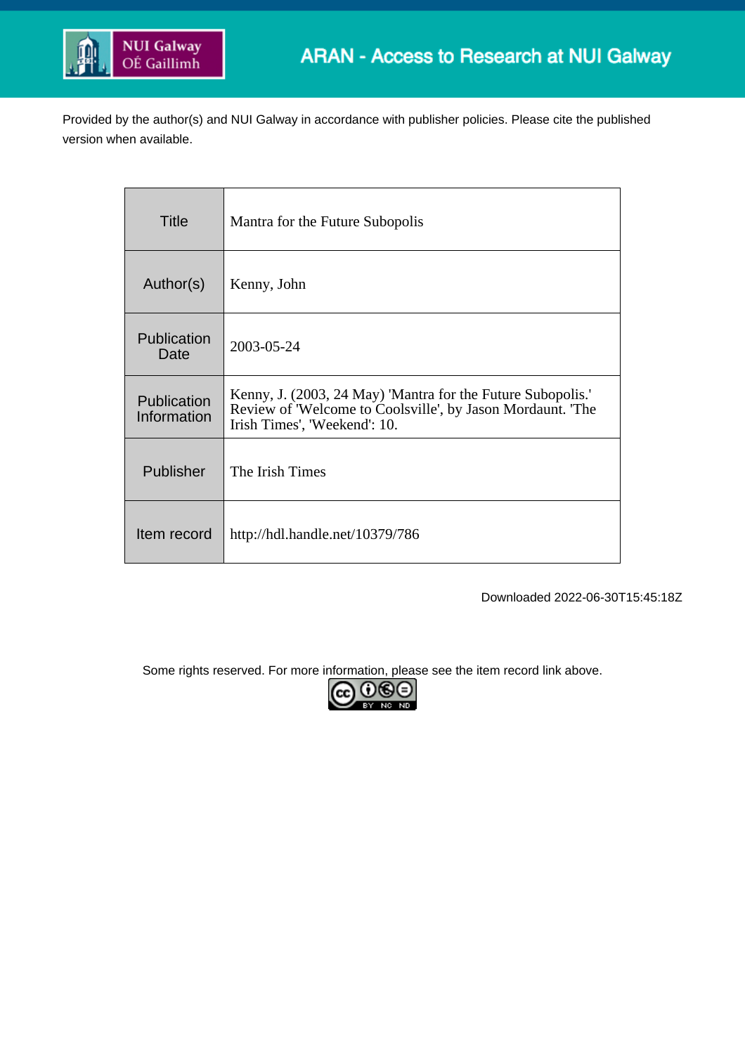ARAN - Access to Research at NUI Galway

Provided by the author(s) and NUI Galway in accordance with publisher policies. Please cite the published version when available.

| Title | Mantra for the Future Subopolis |
| --- | --- |
| Author(s) | Kenny, John |
| Publication Date | 2003-05-24 |
| Publication Information | Kenny, J. (2003, 24 May) 'Mantra for the Future Subopolis.' Review of 'Welcome to Coolsville', by Jason Mordaunt. 'The Irish Times', 'Weekend': 10. |
| Publisher | The Irish Times |
| Item record | http://hdl.handle.net/10379/786 |

Downloaded 2022-06-30T15:45:18Z

Some rights reserved. For more information, please see the item record link above.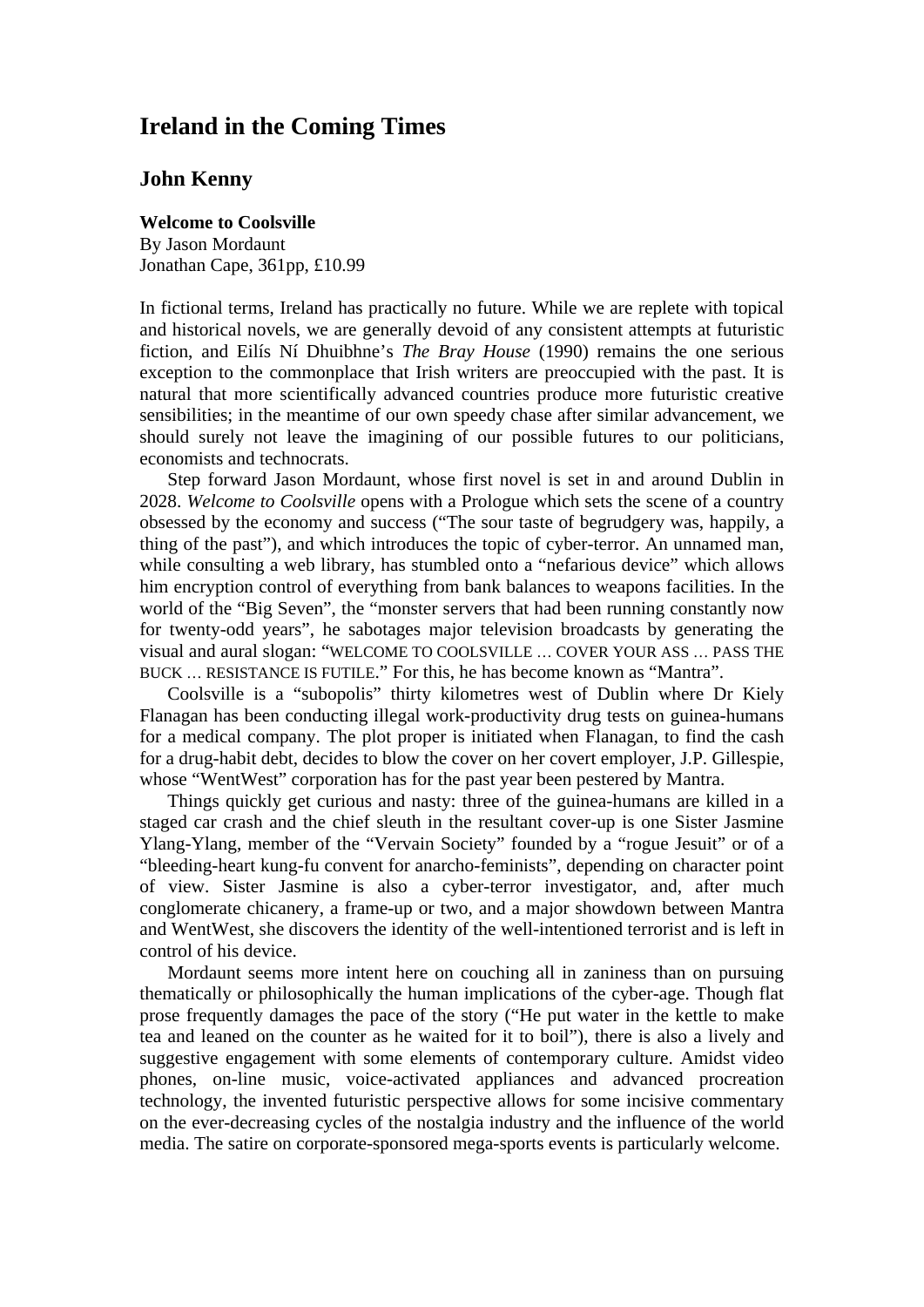## Ireland in the Coming Times

### John Kenny

**Welcome to Coolsville**
By Jason Mordaunt
Jonathan Cape, 361pp, £10.99

In fictional terms, Ireland has practically no future. While we are replete with topical and historical novels, we are generally devoid of any consistent attempts at futuristic fiction, and Eilís Ní Dhuibhne's *The Bray House* (1990) remains the one serious exception to the commonplace that Irish writers are preoccupied with the past. It is natural that more scientifically advanced countries produce more futuristic creative sensibilities; in the meantime of our own speedy chase after similar advancement, we should surely not leave the imagining of our possible futures to our politicians, economists and technocrats.

Step forward Jason Mordaunt, whose first novel is set in and around Dublin in 2028. *Welcome to Coolsville* opens with a Prologue which sets the scene of a country obsessed by the economy and success ("The sour taste of begrudgery was, happily, a thing of the past"), and which introduces the topic of cyber-terror. An unnamed man, while consulting a web library, has stumbled onto a "nefarious device" which allows him encryption control of everything from bank balances to weapons facilities. In the world of the "Big Seven", the "monster servers that had been running constantly now for twenty-odd years", he sabotages major television broadcasts by generating the visual and aural slogan: "WELCOME TO COOLSVILLE … COVER YOUR ASS … PASS THE BUCK … RESISTANCE IS FUTILE." For this, he has become known as "Mantra".

Coolsville is a "subopolis" thirty kilometres west of Dublin where Dr Kiely Flanagan has been conducting illegal work-productivity drug tests on guinea-humans for a medical company. The plot proper is initiated when Flanagan, to find the cash for a drug-habit debt, decides to blow the cover on her covert employer, J.P. Gillespie, whose "WentWest" corporation has for the past year been pestered by Mantra.

Things quickly get curious and nasty: three of the guinea-humans are killed in a staged car crash and the chief sleuth in the resultant cover-up is one Sister Jasmine Ylang-Ylang, member of the "Vervain Society" founded by a "rogue Jesuit" or of a "bleeding-heart kung-fu convent for anarcho-feminists", depending on character point of view. Sister Jasmine is also a cyber-terror investigator, and, after much conglomerate chicanery, a frame-up or two, and a major showdown between Mantra and WentWest, she discovers the identity of the well-intentioned terrorist and is left in control of his device.

Mordaunt seems more intent here on couching all in zaniness than on pursuing thematically or philosophically the human implications of the cyber-age. Though flat prose frequently damages the pace of the story ("He put water in the kettle to make tea and leaned on the counter as he waited for it to boil"), there is also a lively and suggestive engagement with some elements of contemporary culture. Amidst video phones, on-line music, voice-activated appliances and advanced procreation technology, the invented futuristic perspective allows for some incisive commentary on the ever-decreasing cycles of the nostalgia industry and the influence of the world media. The satire on corporate-sponsored mega-sports events is particularly welcome.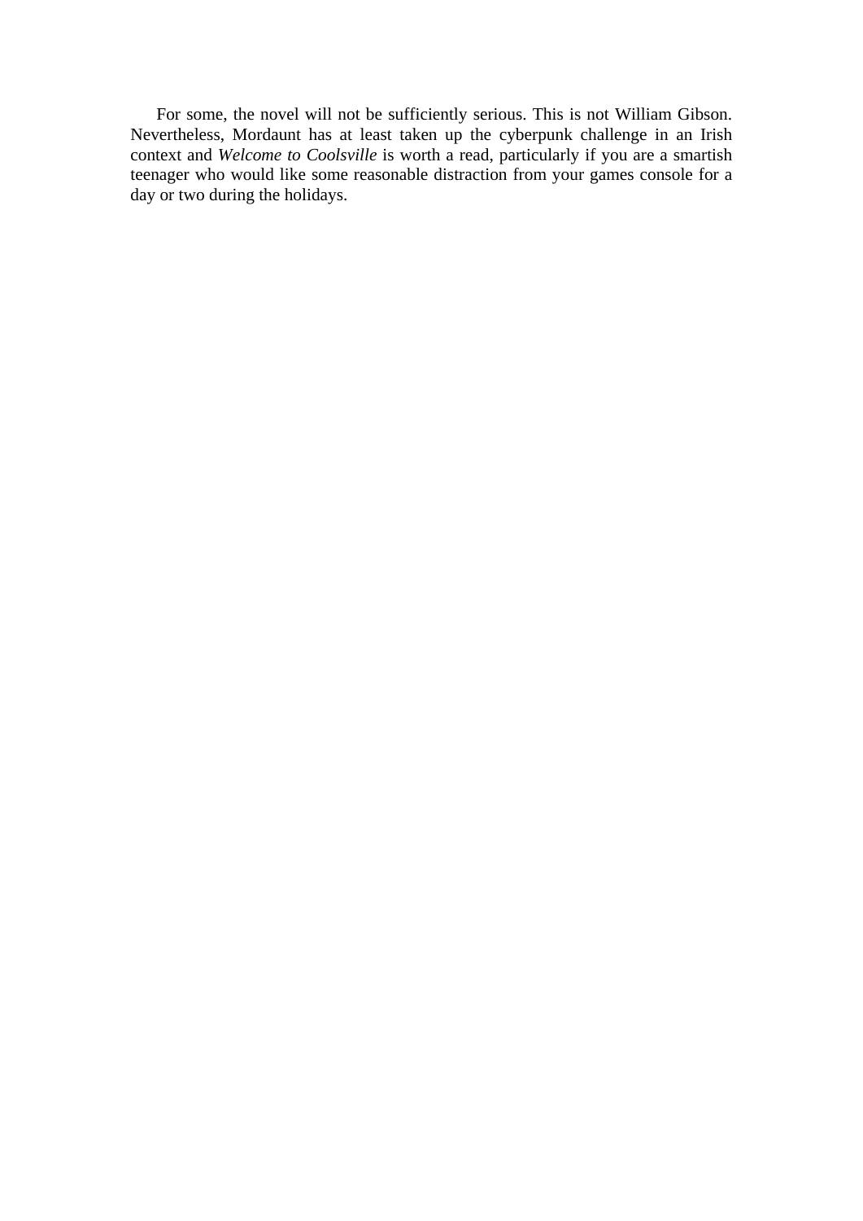For some, the novel will not be sufficiently serious. This is not William Gibson. Nevertheless, Mordaunt has at least taken up the cyberpunk challenge in an Irish context and *Welcome to Coolsville* is worth a read, particularly if you are a smartish teenager who would like some reasonable distraction from your games console for a day or two during the holidays.